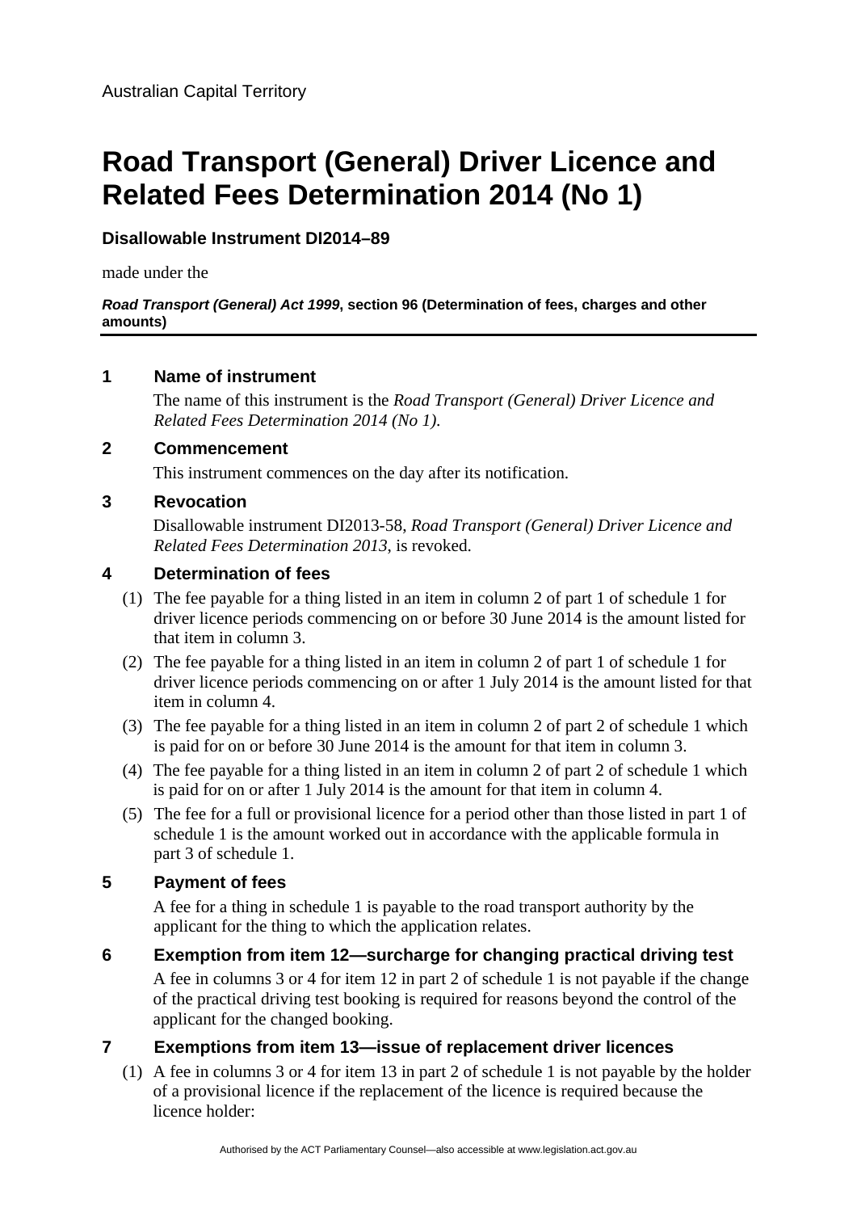Australian Capital Territory

# Road Transport (General) Driver Licence and Related Fees Determination 2014 (No 1)

**Disallowable Instrument DI2014–89**

made under the

***Road Transport (General) Act 1999*, section 96 (Determination of fees, charges and other amounts)**

## 1 Name of instrument

The name of this instrument is the *Road Transport (General) Driver Licence and Related Fees Determination 2014 (No 1)*.

## 2 Commencement

This instrument commences on the day after its notification.

## 3 Revocation

Disallowable instrument DI2013-58, *Road Transport (General) Driver Licence and Related Fees Determination 2013*, is revoked.

## 4 Determination of fees

(1) The fee payable for a thing listed in an item in column 2 of part 1 of schedule 1 for driver licence periods commencing on or before 30 June 2014 is the amount listed for that item in column 3.

(2) The fee payable for a thing listed in an item in column 2 of part 1 of schedule 1 for driver licence periods commencing on or after 1 July 2014 is the amount listed for that item in column 4.

(3) The fee payable for a thing listed in an item in column 2 of part 2 of schedule 1 which is paid for on or before 30 June 2014 is the amount for that item in column 3.

(4) The fee payable for a thing listed in an item in column 2 of part 2 of schedule 1 which is paid for on or after 1 July 2014 is the amount for that item in column 4.

(5) The fee for a full or provisional licence for a period other than those listed in part 1 of schedule 1 is the amount worked out in accordance with the applicable formula in part 3 of schedule 1.

## 5 Payment of fees

A fee for a thing in schedule 1 is payable to the road transport authority by the applicant for the thing to which the application relates.

## 6 Exemption from item 12—surcharge for changing practical driving test

A fee in columns 3 or 4 for item 12 in part 2 of schedule 1 is not payable if the change of the practical driving test booking is required for reasons beyond the control of the applicant for the changed booking.

## 7 Exemptions from item 13—issue of replacement driver licences

(1) A fee in columns 3 or 4 for item 13 in part 2 of schedule 1 is not payable by the holder of a provisional licence if the replacement of the licence is required because the licence holder: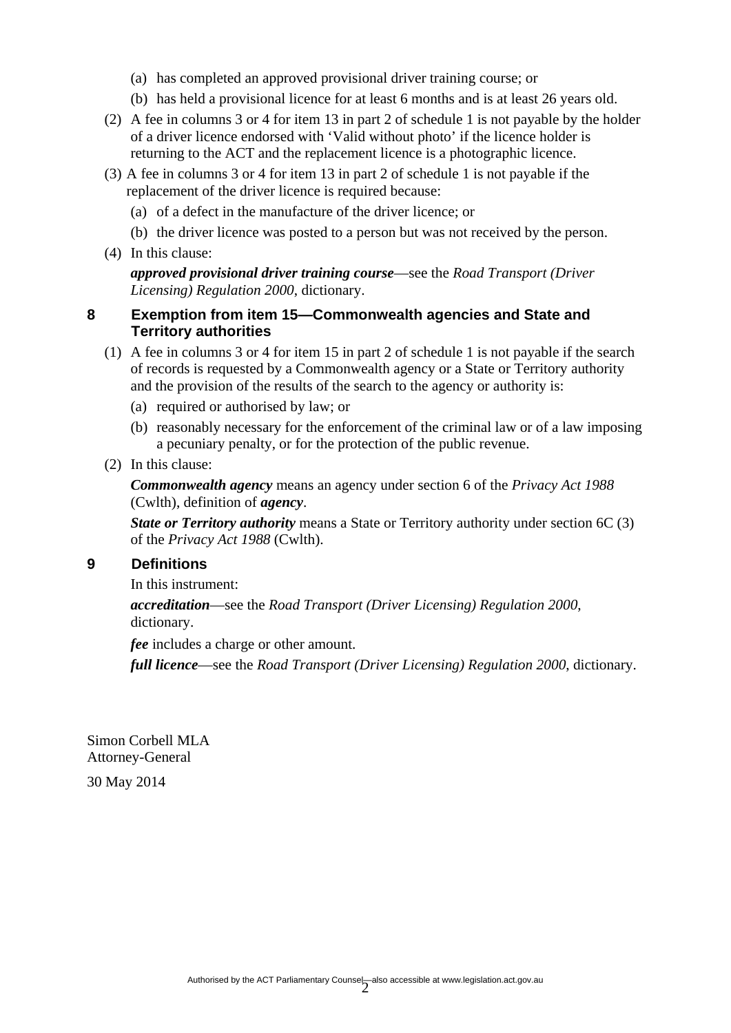(a) has completed an approved provisional driver training course; or

(b) has held a provisional licence for at least 6 months and is at least 26 years old.

(2) A fee in columns 3 or 4 for item 13 in part 2 of schedule 1 is not payable by the holder of a driver licence endorsed with 'Valid without photo' if the licence holder is returning to the ACT and the replacement licence is a photographic licence.

(3) A fee in columns 3 or 4 for item 13 in part 2 of schedule 1 is not payable if the replacement of the driver licence is required because:

(a) of a defect in the manufacture of the driver licence; or

(b) the driver licence was posted to a person but was not received by the person.

(4) In this clause:

***approved provisional driver training course***—see the *Road Transport (Driver Licensing) Regulation 2000*, dictionary.

### 8 Exemption from item 15—Commonwealth agencies and State and Territory authorities

(1) A fee in columns 3 or 4 for item 15 in part 2 of schedule 1 is not payable if the search of records is requested by a Commonwealth agency or a State or Territory authority and the provision of the results of the search to the agency or authority is:

(a) required or authorised by law; or

(b) reasonably necessary for the enforcement of the criminal law or of a law imposing a pecuniary penalty, or for the protection of the public revenue.

(2) In this clause:

***Commonwealth agency*** means an agency under section 6 of the *Privacy Act 1988* (Cwlth), definition of ***agency***.

***State or Territory authority*** means a State or Territory authority under section 6C (3) of the *Privacy Act 1988* (Cwlth).

### 9 Definitions

In this instrument:

***accreditation***—see the *Road Transport (Driver Licensing) Regulation 2000*, dictionary.

***fee*** includes a charge or other amount.

***full licence***—see the *Road Transport (Driver Licensing) Regulation 2000*, dictionary.

Simon Corbell MLA
Attorney-General

30 May 2014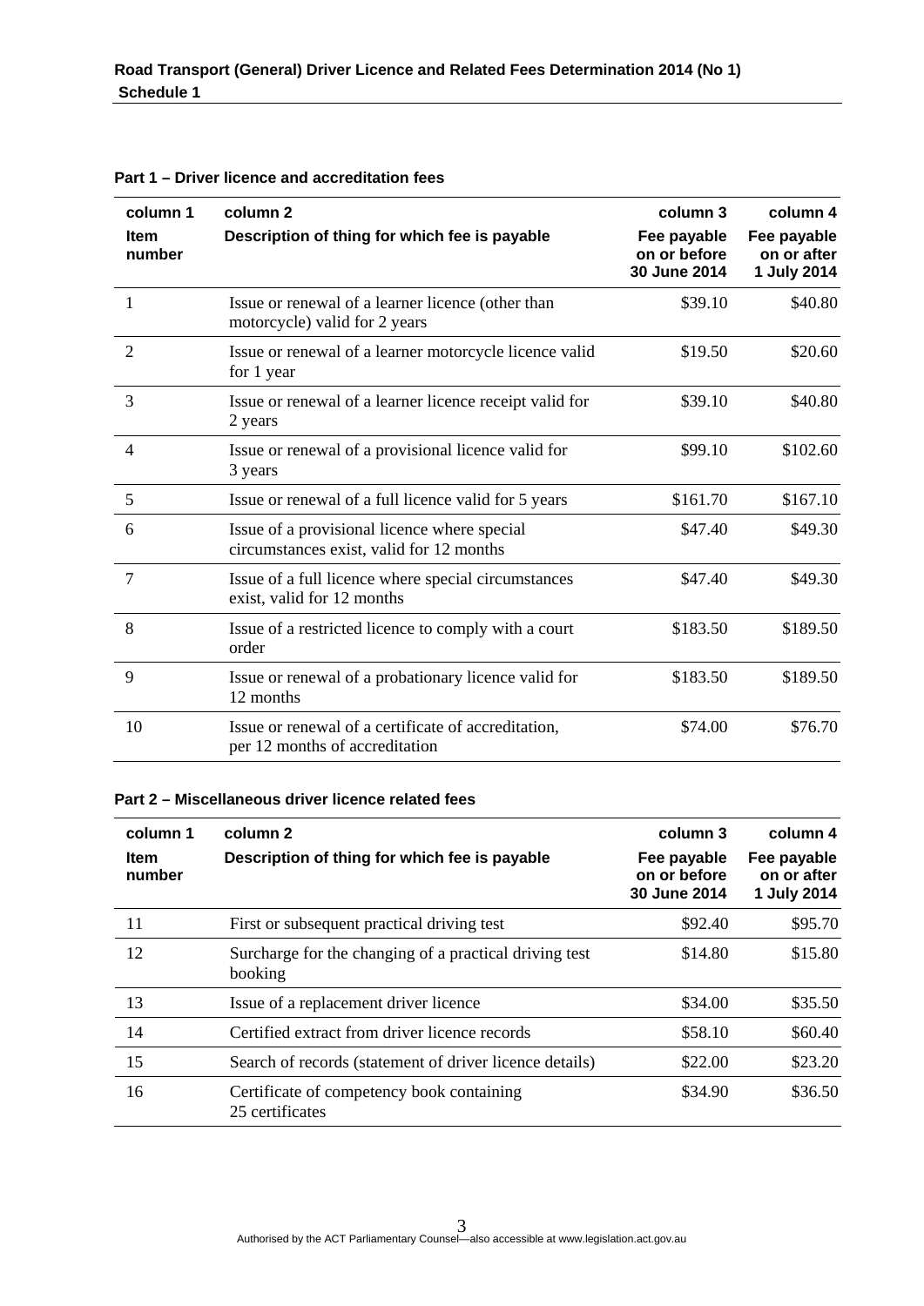**Road Transport (General) Driver Licence and Related Fees Determination 2014 (No 1)**
**Schedule 1**

### Part 1 – Driver licence and accreditation fees

| column 1<br>Item number | column 2<br>Description of thing for which fee is payable | column 3<br>Fee payable on or before 30 June 2014 | column 4<br>Fee payable on or after 1 July 2014 |
|---|---|---|---|
| 1 | Issue or renewal of a learner licence (other than motorcycle) valid for 2 years | $39.10 | $40.80 |
| 2 | Issue or renewal of a learner motorcycle licence valid for 1 year | $19.50 | $20.60 |
| 3 | Issue or renewal of a learner licence receipt valid for 2 years | $39.10 | $40.80 |
| 4 | Issue or renewal of a provisional licence valid for 3 years | $99.10 | $102.60 |
| 5 | Issue or renewal of a full licence valid for 5 years | $161.70 | $167.10 |
| 6 | Issue of a provisional licence where special circumstances exist, valid for 12 months | $47.40 | $49.30 |
| 7 | Issue of a full licence where special circumstances exist, valid for 12 months | $47.40 | $49.30 |
| 8 | Issue of a restricted licence to comply with a court order | $183.50 | $189.50 |
| 9 | Issue or renewal of a probationary licence valid for 12 months | $183.50 | $189.50 |
| 10 | Issue or renewal of a certificate of accreditation, per 12 months of accreditation | $74.00 | $76.70 |

### Part 2 – Miscellaneous driver licence related fees

| column 1<br>Item number | column 2<br>Description of thing for which fee is payable | column 3<br>Fee payable on or before 30 June 2014 | column 4<br>Fee payable on or after 1 July 2014 |
|---|---|---|---|
| 11 | First or subsequent practical driving test | $92.40 | $95.70 |
| 12 | Surcharge for the changing of a practical driving test booking | $14.80 | $15.80 |
| 13 | Issue of a replacement driver licence | $34.00 | $35.50 |
| 14 | Certified extract from driver licence records | $58.10 | $60.40 |
| 15 | Search of records (statement of driver licence details) | $22.00 | $23.20 |
| 16 | Certificate of competency book containing 25 certificates | $34.90 | $36.50 |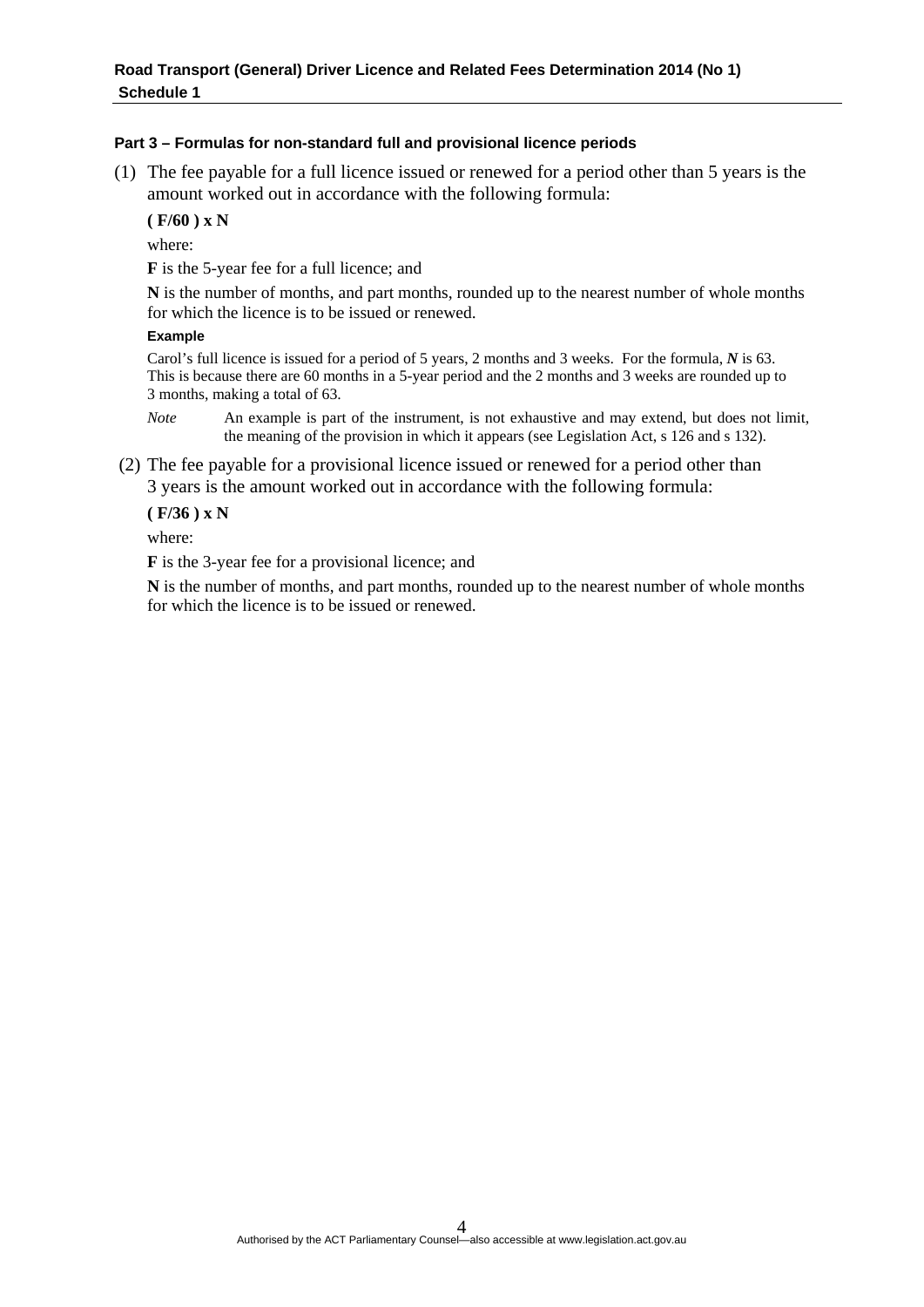### Part 3 – Formulas for non-standard full and provisional licence periods

(1) The fee payable for a full licence issued or renewed for a period other than 5 years is the amount worked out in accordance with the following formula:

**( F/60 ) x N**

where:

**F** is the 5-year fee for a full licence; and

**N** is the number of months, and part months, rounded up to the nearest number of whole months for which the licence is to be issued or renewed.

**Example**

Carol's full licence is issued for a period of 5 years, 2 months and 3 weeks. For the formula, ***N*** is 63. This is because there are 60 months in a 5-year period and the 2 months and 3 weeks are rounded up to 3 months, making a total of 63.

*Note* An example is part of the instrument, is not exhaustive and may extend, but does not limit, the meaning of the provision in which it appears (see Legislation Act, s 126 and s 132).

(2) The fee payable for a provisional licence issued or renewed for a period other than 3 years is the amount worked out in accordance with the following formula:

**( F/36 ) x N**

where:

**F** is the 3-year fee for a provisional licence; and

**N** is the number of months, and part months, rounded up to the nearest number of whole months for which the licence is to be issued or renewed.